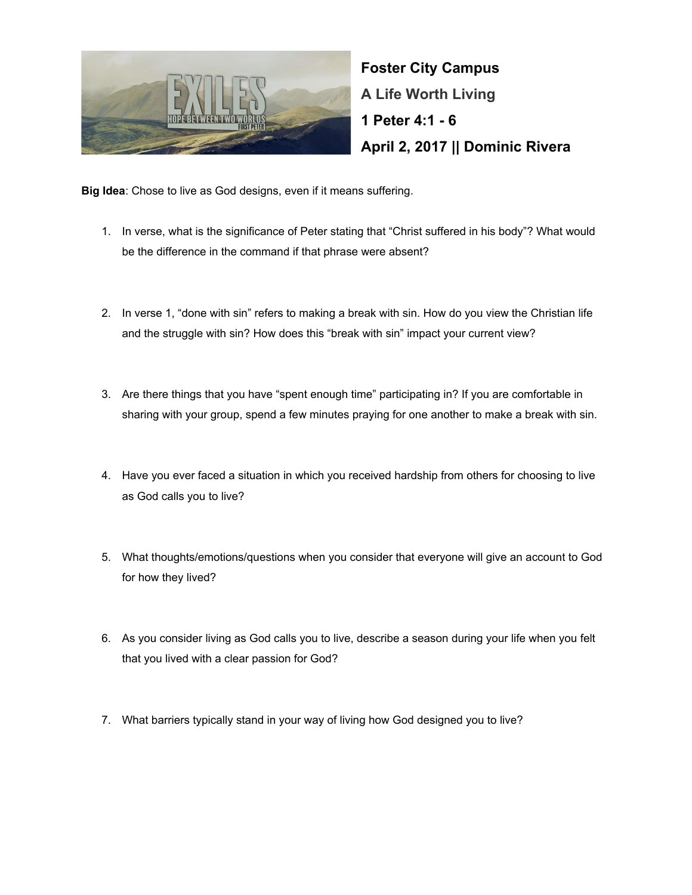**Foster City Campus**

**A Life Worth Living**

**1 Peter 4:1 - 6**

**April 2, 2017 || Dominic Rivera**

**Big Idea**: Chose to live as God designs, even if it means suffering.

1. In verse, what is the significance of Peter stating that "Christ suffered in his body"? What would be the difference in the command if that phrase were absent?

2. In verse 1, "done with sin" refers to making a break with sin. How do you view the Christian life and the struggle with sin? How does this "break with sin" impact your current view?

3. Are there things that you have "spent enough time" participating in? If you are comfortable in sharing with your group, spend a few minutes praying for one another to make a break with sin.

4. Have you ever faced a situation in which you received hardship from others for choosing to live as God calls you to live?

5. What thoughts/emotions/questions when you consider that everyone will give an account to God for how they lived?

6. As you consider living as God calls you to live, describe a season during your life when you felt that you lived with a clear passion for God?

7. What barriers typically stand in your way of living how God designed you to live?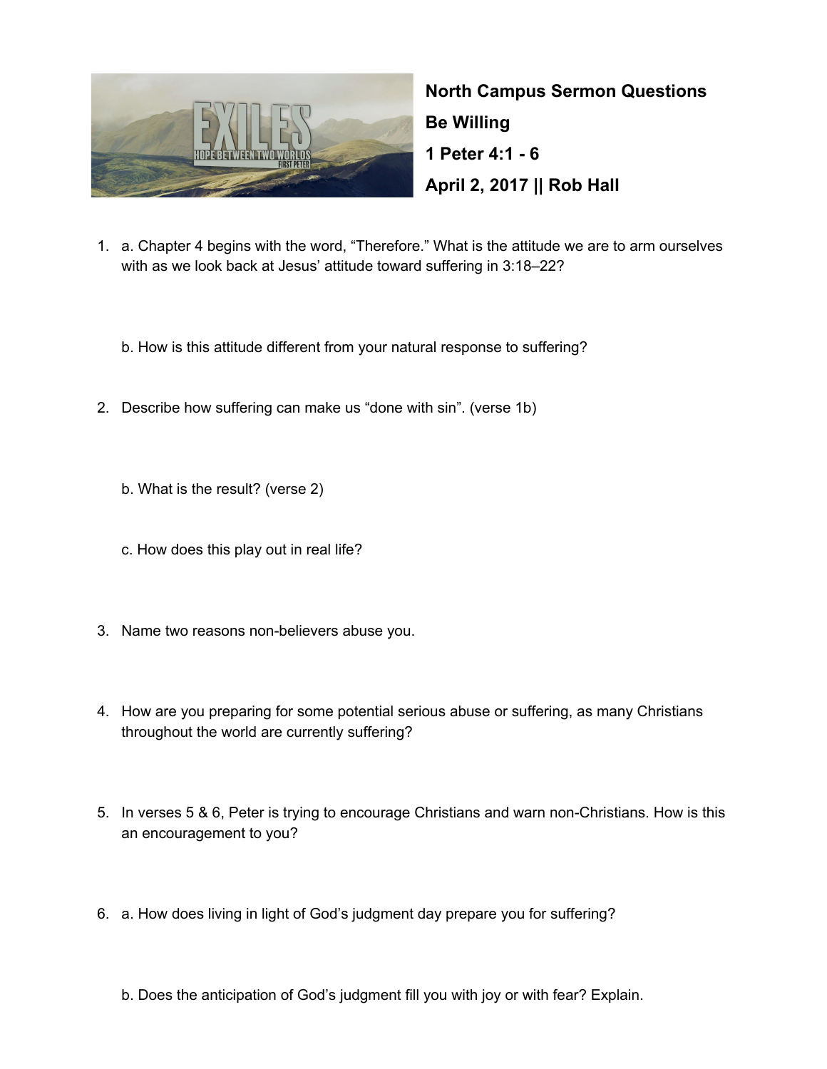**North Campus Sermon Questions**

**Be Willing**

**1 Peter 4:1 - 6**

**April 2, 2017 || Rob Hall**

1. a. Chapter 4 begins with the word, "Therefore." What is the attitude we are to arm ourselves with as we look back at Jesus' attitude toward suffering in 3:18–22?

   b. How is this attitude different from your natural response to suffering?

2. Describe how suffering can make us "done with sin". (verse 1b)

   b. What is the result? (verse 2)

   c. How does this play out in real life?

3. Name two reasons non-believers abuse you.

4. How are you preparing for some potential serious abuse or suffering, as many Christians throughout the world are currently suffering?

5. In verses 5 & 6, Peter is trying to encourage Christians and warn non-Christians. How is this an encouragement to you?

6. a. How does living in light of God's judgment day prepare you for suffering?

   b. Does the anticipation of God's judgment fill you with joy or with fear? Explain.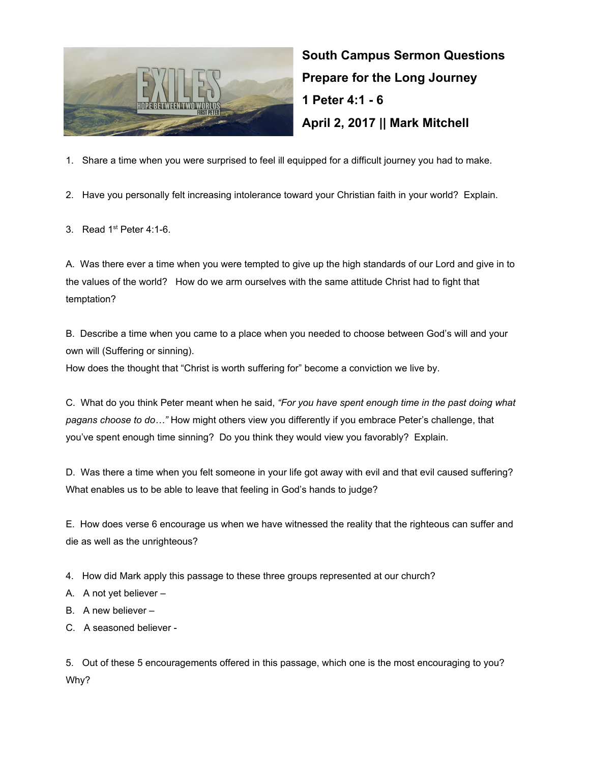**South Campus Sermon Questions**

**Prepare for the Long Journey**

**1 Peter 4:1 - 6**

**April 2, 2017 || Mark Mitchell**

1. Share a time when you were surprised to feel ill equipped for a difficult journey you had to make.

2. Have you personally felt increasing intolerance toward your Christian faith in your world? Explain.

3. Read 1st Peter 4:1-6.

A. Was there ever a time when you were tempted to give up the high standards of our Lord and give in to the values of the world? How do we arm ourselves with the same attitude Christ had to fight that temptation?

B. Describe a time when you came to a place when you needed to choose between God's will and your own will (Suffering or sinning).
How does the thought that "Christ is worth suffering for" become a conviction we live by.

C. What do you think Peter meant when he said, *"For you have spent enough time in the past doing what pagans choose to do…"* How might others view you differently if you embrace Peter's challenge, that you've spent enough time sinning? Do you think they would view you favorably? Explain.

D. Was there a time when you felt someone in your life got away with evil and that evil caused suffering? What enables us to be able to leave that feeling in God's hands to judge?

E. How does verse 6 encourage us when we have witnessed the reality that the righteous can suffer and die as well as the unrighteous?

4. How did Mark apply this passage to these three groups represented at our church?

A. A not yet believer –
B. A new believer –
C. A seasoned believer -

5. Out of these 5 encouragements offered in this passage, which one is the most encouraging to you? Why?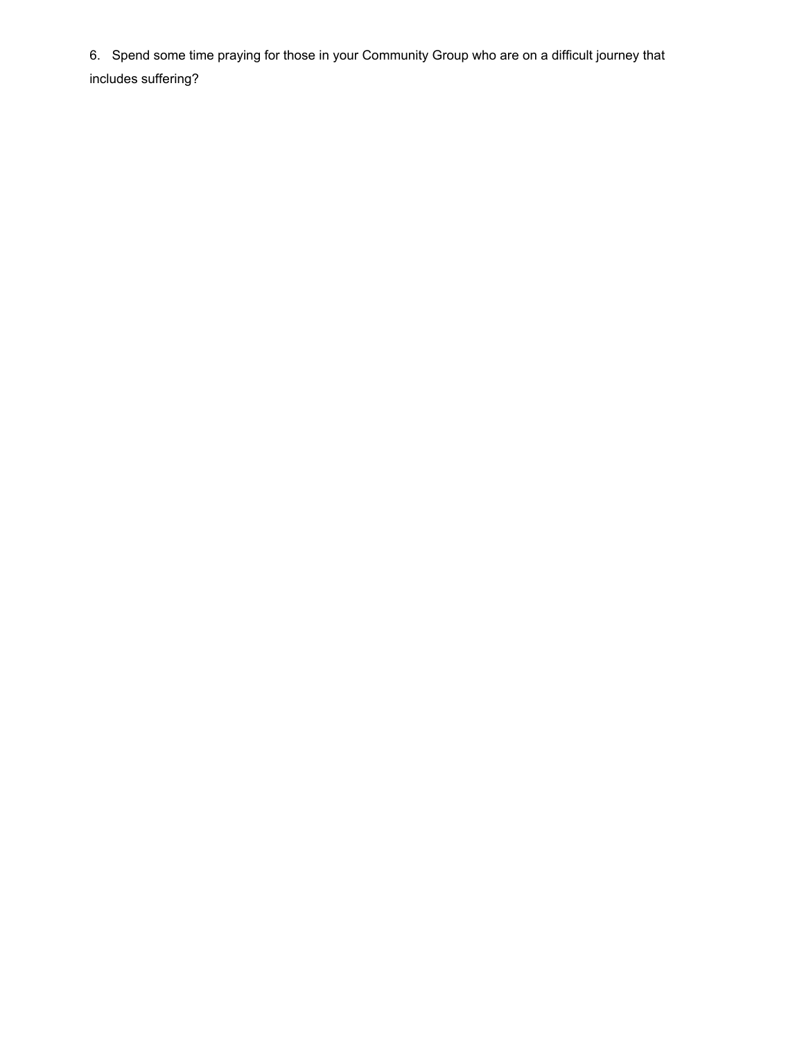6. Spend some time praying for those in your Community Group who are on a difficult journey that includes suffering?